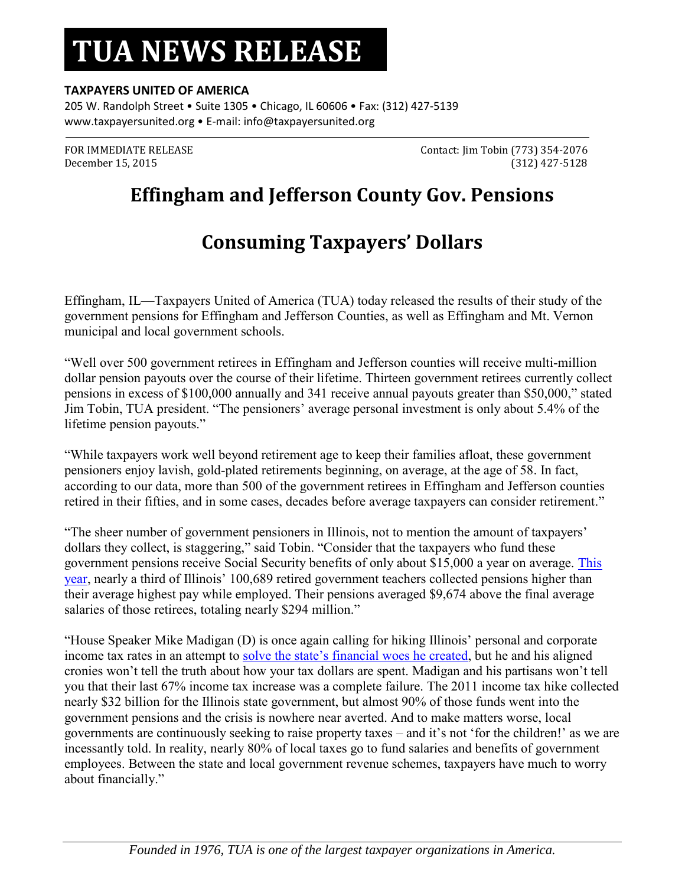# TUA NEWS RELEASE

**TAXPAYERS UNITED OF AMERICA**

205 W. Randolph Street • Suite 1305 • Chicago, IL 60606 • Fax: (312) 427-5139
www.taxpayersunited.org • E-mail: info@taxpayersunited.org

FOR IMMEDIATE RELEASE
December 15, 2015

Contact: Jim Tobin (773) 354-2076
(312) 427-5128

## Effingham and Jefferson County Gov. Pensions

## Consuming Taxpayers' Dollars

Effingham, IL—Taxpayers United of America (TUA) today released the results of their study of the government pensions for Effingham and Jefferson Counties, as well as Effingham and Mt. Vernon municipal and local government schools.

"Well over 500 government retirees in Effingham and Jefferson counties will receive multi-million dollar pension payouts over the course of their lifetime. Thirteen government retirees currently collect pensions in excess of $100,000 annually and 341 receive annual payouts greater than $50,000," stated Jim Tobin, TUA president. "The pensioners' average personal investment is only about 5.4% of the lifetime pension payouts."

"While taxpayers work well beyond retirement age to keep their families afloat, these government pensioners enjoy lavish, gold-plated retirements beginning, on average, at the age of 58. In fact, according to our data, more than 500 of the government retirees in Effingham and Jefferson counties retired in their fifties, and in some cases, decades before average taxpayers can consider retirement."

"The sheer number of government pensioners in Illinois, not to mention the amount of taxpayers' dollars they collect, is staggering," said Tobin. "Consider that the taxpayers who fund these government pensions receive Social Security benefits of only about $15,000 a year on average. This year, nearly a third of Illinois' 100,689 retired government teachers collected pensions higher than their average highest pay while employed. Their pensions averaged $9,674 above the final average salaries of those retirees, totaling nearly $294 million."

"House Speaker Mike Madigan (D) is once again calling for hiking Illinois' personal and corporate income tax rates in an attempt to solve the state's financial woes he created, but he and his aligned cronies won't tell the truth about how your tax dollars are spent. Madigan and his partisans won't tell you that their last 67% income tax increase was a complete failure. The 2011 income tax hike collected nearly $32 billion for the Illinois state government, but almost 90% of those funds went into the government pensions and the crisis is nowhere near averted. And to make matters worse, local governments are continuously seeking to raise property taxes – and it's not 'for the children!' as we are incessantly told. In reality, nearly 80% of local taxes go to fund salaries and benefits of government employees. Between the state and local government revenue schemes, taxpayers have much to worry about financially."

*Founded in 1976, TUA is one of the largest taxpayer organizations in America.*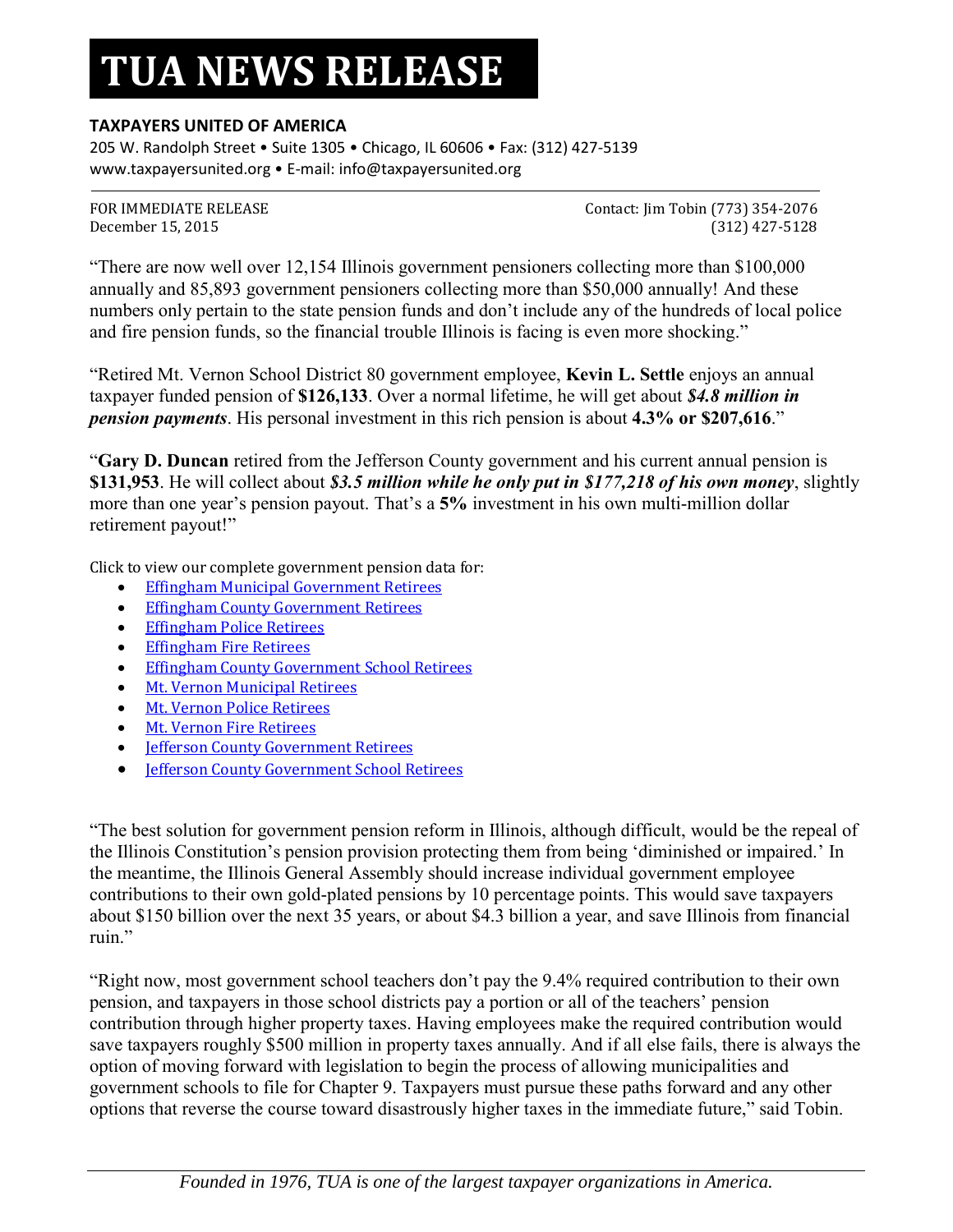# TUA NEWS RELEASE

**TAXPAYERS UNITED OF AMERICA**

205 W. Randolph Street • Suite 1305 • Chicago, IL 60606 • Fax: (312) 427-5139
www.taxpayersunited.org • E-mail: info@taxpayersunited.org

FOR IMMEDIATE RELEASE
December 15, 2015

Contact: Jim Tobin (773) 354-2076
(312) 427-5128

"There are now well over 12,154 Illinois government pensioners collecting more than $100,000 annually and 85,893 government pensioners collecting more than $50,000 annually! And these numbers only pertain to the state pension funds and don't include any of the hundreds of local police and fire pension funds, so the financial trouble Illinois is facing is even more shocking."

"Retired Mt. Vernon School District 80 government employee, **Kevin L. Settle** enjoys an annual taxpayer funded pension of **$126,133**. Over a normal lifetime, he will get about ***$4.8 million in pension payments***. His personal investment in this rich pension is about **4.3% or $207,616**."

"**Gary D. Duncan** retired from the Jefferson County government and his current annual pension is **$131,953**. He will collect about ***$3.5 million while he only put in $177,218 of his own money***, slightly more than one year's pension payout. That's a **5%** investment in his own multi-million dollar retirement payout!"

Click to view our complete government pension data for:

- Effingham Municipal Government Retirees
- Effingham County Government Retirees
- Effingham Police Retirees
- Effingham Fire Retirees
- Effingham County Government School Retirees
- Mt. Vernon Municipal Retirees
- Mt. Vernon Police Retirees
- Mt. Vernon Fire Retirees
- Jefferson County Government Retirees
- Jefferson County Government School Retirees

"The best solution for government pension reform in Illinois, although difficult, would be the repeal of the Illinois Constitution's pension provision protecting them from being 'diminished or impaired.' In the meantime, the Illinois General Assembly should increase individual government employee contributions to their own gold-plated pensions by 10 percentage points. This would save taxpayers about $150 billion over the next 35 years, or about $4.3 billion a year, and save Illinois from financial ruin."

"Right now, most government school teachers don't pay the 9.4% required contribution to their own pension, and taxpayers in those school districts pay a portion or all of the teachers' pension contribution through higher property taxes. Having employees make the required contribution would save taxpayers roughly $500 million in property taxes annually. And if all else fails, there is always the option of moving forward with legislation to begin the process of allowing municipalities and government schools to file for Chapter 9. Taxpayers must pursue these paths forward and any other options that reverse the course toward disastrously higher taxes in the immediate future," said Tobin.

*Founded in 1976, TUA is one of the largest taxpayer organizations in America.*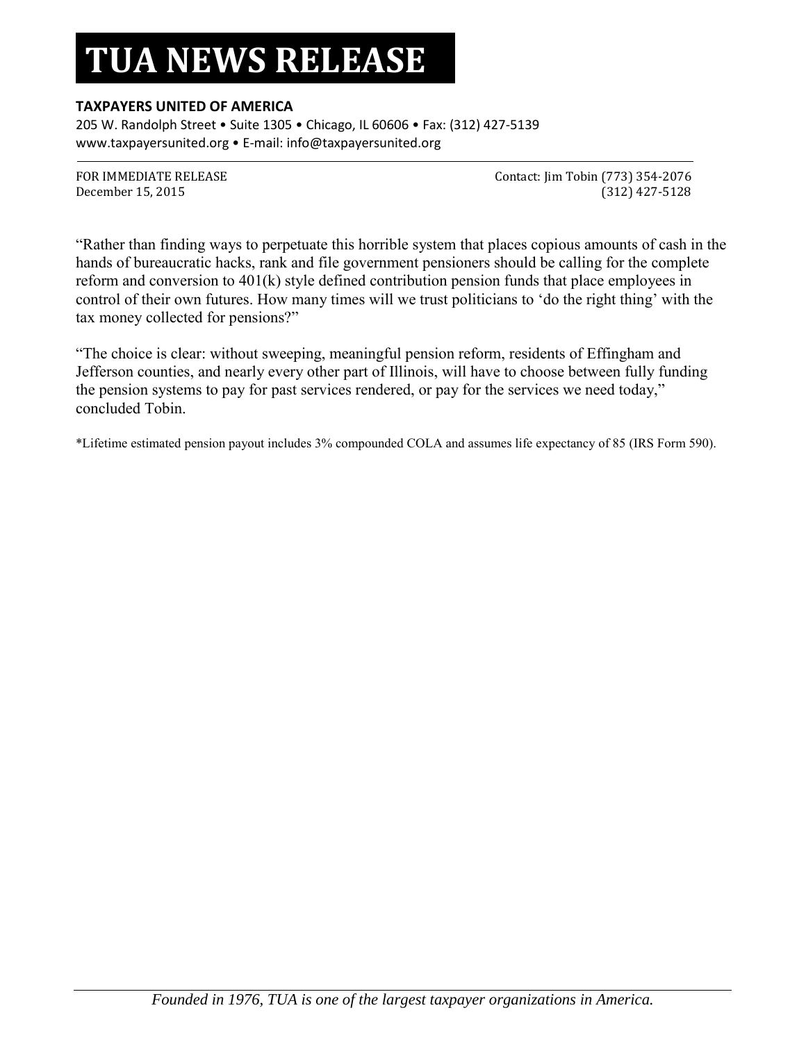# TUA NEWS RELEASE

**TAXPAYERS UNITED OF AMERICA**

205 W. Randolph Street • Suite 1305 • Chicago, IL 60606 • Fax: (312) 427-5139
www.taxpayersunited.org • E-mail: info@taxpayersunited.org

FOR IMMEDIATE RELEASE
December 15, 2015

Contact: Jim Tobin (773) 354-2076
(312) 427-5128

"Rather than finding ways to perpetuate this horrible system that places copious amounts of cash in the hands of bureaucratic hacks, rank and file government pensioners should be calling for the complete reform and conversion to 401(k) style defined contribution pension funds that place employees in control of their own futures. How many times will we trust politicians to 'do the right thing' with the tax money collected for pensions?"

"The choice is clear: without sweeping, meaningful pension reform, residents of Effingham and Jefferson counties, and nearly every other part of Illinois, will have to choose between fully funding the pension systems to pay for past services rendered, or pay for the services we need today," concluded Tobin.

*Lifetime estimated pension payout includes 3% compounded COLA and assumes life expectancy of 85 (IRS Form 590).

*Founded in 1976, TUA is one of the largest taxpayer organizations in America.*